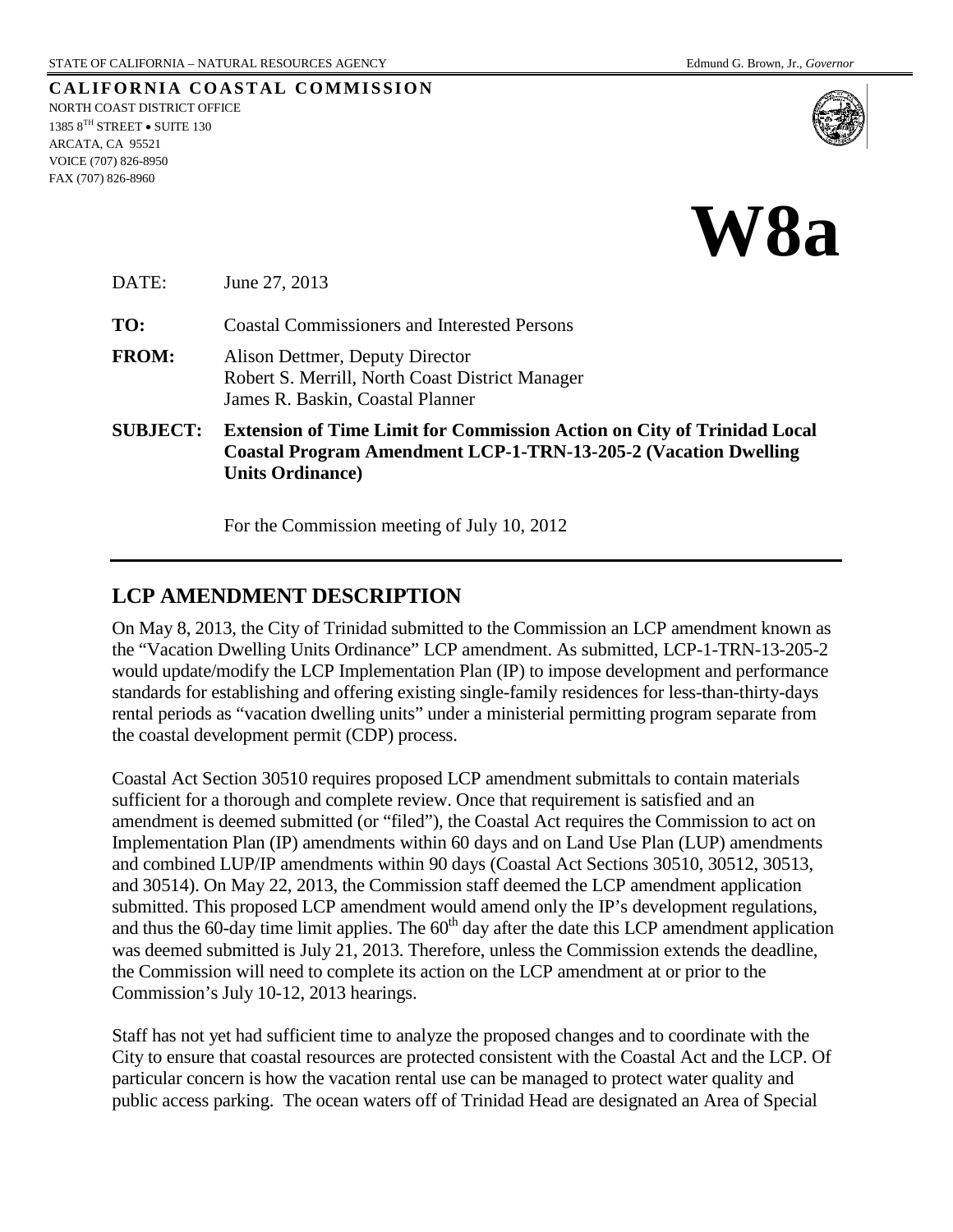STATE OF CALIFORNIA – NATURAL RESOURCES AGENCY

Edmund G. Brown, Jr., *Governor*

**CALIFORNIA COASTAL COMMISSION**

NORTH COAST DISTRICT OFFICE
1385 8TH STREET • SUITE 130
ARCATA, CA 95521
VOICE (707) 826-8950
FAX (707) 826-8960

# W8a

DATE: June 27, 2013

**TO:** Coastal Commissioners and Interested Persons

**FROM:** Alison Dettmer, Deputy Director
Robert S. Merrill, North Coast District Manager
James R. Baskin, Coastal Planner

**SUBJECT: Extension of Time Limit for Commission Action on City of Trinidad Local Coastal Program Amendment LCP-1-TRN-13-205-2 (Vacation Dwelling Units Ordinance)**

For the Commission meeting of July 10, 2012

## LCP AMENDMENT DESCRIPTION

On May 8, 2013, the City of Trinidad submitted to the Commission an LCP amendment known as the "Vacation Dwelling Units Ordinance" LCP amendment. As submitted, LCP-1-TRN-13-205-2 would update/modify the LCP Implementation Plan (IP) to impose development and performance standards for establishing and offering existing single-family residences for less-than-thirty-days rental periods as "vacation dwelling units" under a ministerial permitting program separate from the coastal development permit (CDP) process.

Coastal Act Section 30510 requires proposed LCP amendment submittals to contain materials sufficient for a thorough and complete review. Once that requirement is satisfied and an amendment is deemed submitted (or "filed"), the Coastal Act requires the Commission to act on Implementation Plan (IP) amendments within 60 days and on Land Use Plan (LUP) amendments and combined LUP/IP amendments within 90 days (Coastal Act Sections 30510, 30512, 30513, and 30514). On May 22, 2013, the Commission staff deemed the LCP amendment application submitted. This proposed LCP amendment would amend only the IP's development regulations, and thus the 60-day time limit applies. The 60th day after the date this LCP amendment application was deemed submitted is July 21, 2013. Therefore, unless the Commission extends the deadline, the Commission will need to complete its action on the LCP amendment at or prior to the Commission's July 10-12, 2013 hearings.

Staff has not yet had sufficient time to analyze the proposed changes and to coordinate with the City to ensure that coastal resources are protected consistent with the Coastal Act and the LCP. Of particular concern is how the vacation rental use can be managed to protect water quality and public access parking. The ocean waters off of Trinidad Head are designated an Area of Special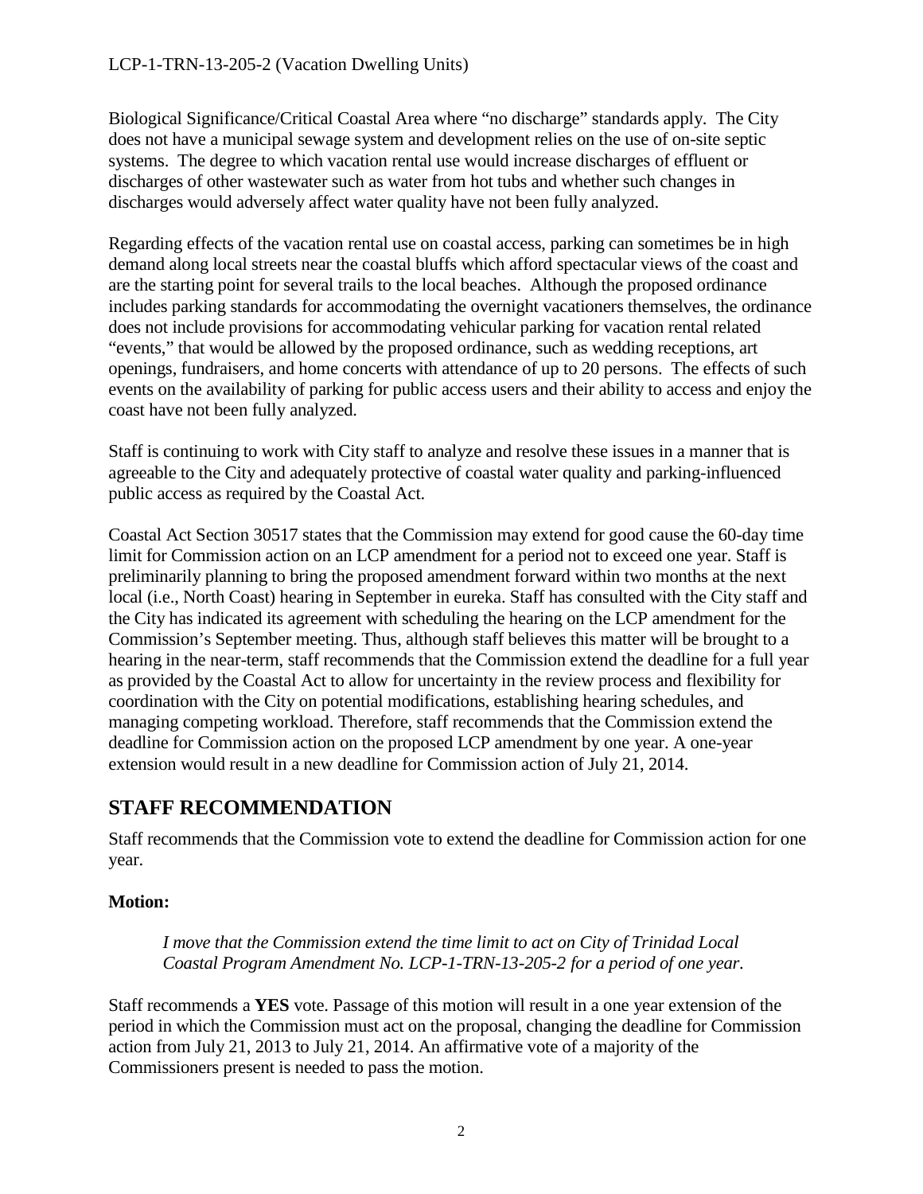Biological Significance/Critical Coastal Area where "no discharge" standards apply. The City does not have a municipal sewage system and development relies on the use of on-site septic systems. The degree to which vacation rental use would increase discharges of effluent or discharges of other wastewater such as water from hot tubs and whether such changes in discharges would adversely affect water quality have not been fully analyzed.

Regarding effects of the vacation rental use on coastal access, parking can sometimes be in high demand along local streets near the coastal bluffs which afford spectacular views of the coast and are the starting point for several trails to the local beaches. Although the proposed ordinance includes parking standards for accommodating the overnight vacationers themselves, the ordinance does not include provisions for accommodating vehicular parking for vacation rental related "events," that would be allowed by the proposed ordinance, such as wedding receptions, art openings, fundraisers, and home concerts with attendance of up to 20 persons. The effects of such events on the availability of parking for public access users and their ability to access and enjoy the coast have not been fully analyzed.

Staff is continuing to work with City staff to analyze and resolve these issues in a manner that is agreeable to the City and adequately protective of coastal water quality and parking-influenced public access as required by the Coastal Act.

Coastal Act Section 30517 states that the Commission may extend for good cause the 60-day time limit for Commission action on an LCP amendment for a period not to exceed one year. Staff is preliminarily planning to bring the proposed amendment forward within two months at the next local (i.e., North Coast) hearing in September in eureka. Staff has consulted with the City staff and the City has indicated its agreement with scheduling the hearing on the LCP amendment for the Commission's September meeting. Thus, although staff believes this matter will be brought to a hearing in the near-term, staff recommends that the Commission extend the deadline for a full year as provided by the Coastal Act to allow for uncertainty in the review process and flexibility for coordination with the City on potential modifications, establishing hearing schedules, and managing competing workload. Therefore, staff recommends that the Commission extend the deadline for Commission action on the proposed LCP amendment by one year. A one-year extension would result in a new deadline for Commission action of July 21, 2014.

## STAFF RECOMMENDATION

Staff recommends that the Commission vote to extend the deadline for Commission action for one year.

**Motion:**

*I move that the Commission extend the time limit to act on City of Trinidad Local Coastal Program Amendment No. LCP-1-TRN-13-205-2 for a period of one year.*

Staff recommends a **YES** vote. Passage of this motion will result in a one year extension of the period in which the Commission must act on the proposal, changing the deadline for Commission action from July 21, 2013 to July 21, 2014. An affirmative vote of a majority of the Commissioners present is needed to pass the motion.